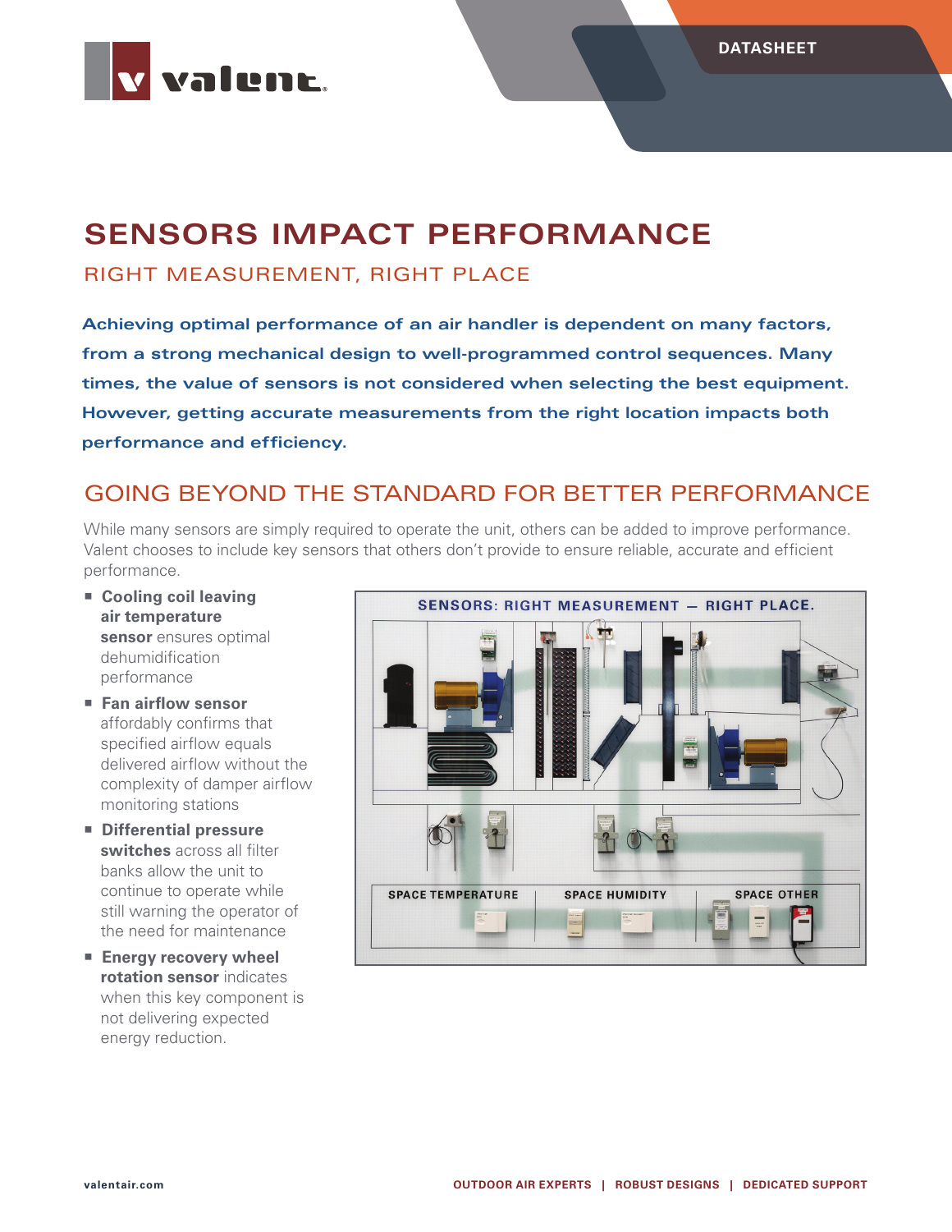DATASHEET

# SENSORS IMPACT PERFORMANCE

## RIGHT MEASUREMENT, RIGHT PLACE

**Achieving optimal performance of an air handler is dependent on many factors, from a strong mechanical design to well-programmed control sequences. Many times, the value of sensors is not considered when selecting the best equipment. However, getting accurate measurements from the right location impacts both performance and efficiency.**

## GOING BEYOND THE STANDARD FOR BETTER PERFORMANCE

While many sensors are simply required to operate the unit, others can be added to improve performance. Valent chooses to include key sensors that others don't provide to ensure reliable, accurate and efficient performance.

- **Cooling coil leaving air temperature sensor** ensures optimal dehumidification performance
- **Fan airflow sensor** affordably confirms that specified airflow equals delivered airflow without the complexity of damper airflow monitoring stations
- **Differential pressure switches** across all filter banks allow the unit to continue to operate while still warning the operator of the need for maintenance
- **Energy recovery wheel rotation sensor** indicates when this key component is not delivering expected energy reduction.

SENSORS: RIGHT MEASUREMENT — RIGHT PLACE.

SPACE TEMPERATURE | SPACE HUMIDITY | SPACE OTHER

valentair.com

OUTDOOR AIR EXPERTS | ROBUST DESIGNS | DEDICATED SUPPORT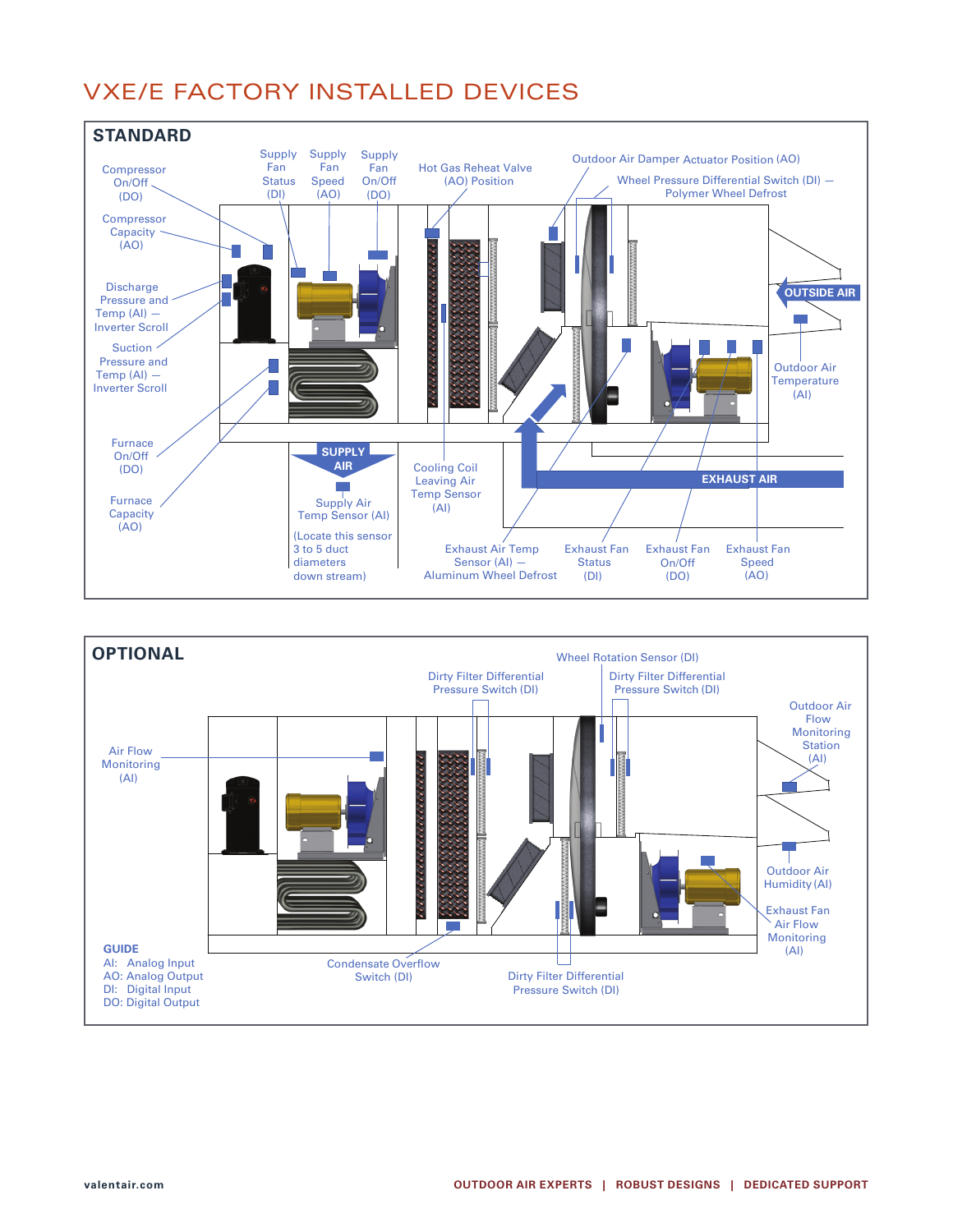# VXE/E FACTORY INSTALLED DEVICES

## STANDARD

- Compressor On/Off (DO)
- Compressor Capacity (AO)
- Discharge Pressure and Temp (AI) — Inverter Scroll
- Suction Pressure and Temp (AI) — Inverter Scroll
- Furnace On/Off (DO)
- Furnace Capacity (AO)
- Supply Fan Status (DI)
- Supply Fan Speed (AO)
- Supply Fan On/Off (DO)
- Hot Gas Reheat Valve (AO) Position
- Outdoor Air Damper Actuator Position (AO)
- Wheel Pressure Differential Switch (DI) — Polymer Wheel Defrost
- OUTSIDE AIR
- Outdoor Air Temperature (AI)
- SUPPLY AIR
- Supply Air Temp Sensor (AI)
- (Locate this sensor 3 to 5 duct diameters down stream)
- Cooling Coil Leaving Air Temp Sensor (AI)
- EXHAUST AIR
- Exhaust Air Temp Sensor (AI) — Aluminum Wheel Defrost
- Exhaust Fan Status (DI)
- Exhaust Fan On/Off (DO)
- Exhaust Fan Speed (AO)

## OPTIONAL

- Air Flow Monitoring (AI)
- Dirty Filter Differential Pressure Switch (DI)
- Wheel Rotation Sensor (DI)
- Dirty Filter Differential Pressure Switch (DI)
- Outdoor Air Flow Monitoring Station (AI)
- Outdoor Air Humidity (AI)
- Exhaust Fan Air Flow Monitoring (AI)
- Condensate Overflow Switch (DI)
- Dirty Filter Differential Pressure Switch (DI)

**GUIDE**

AI: Analog Input
AO: Analog Output
DI: Digital Input
DO: Digital Output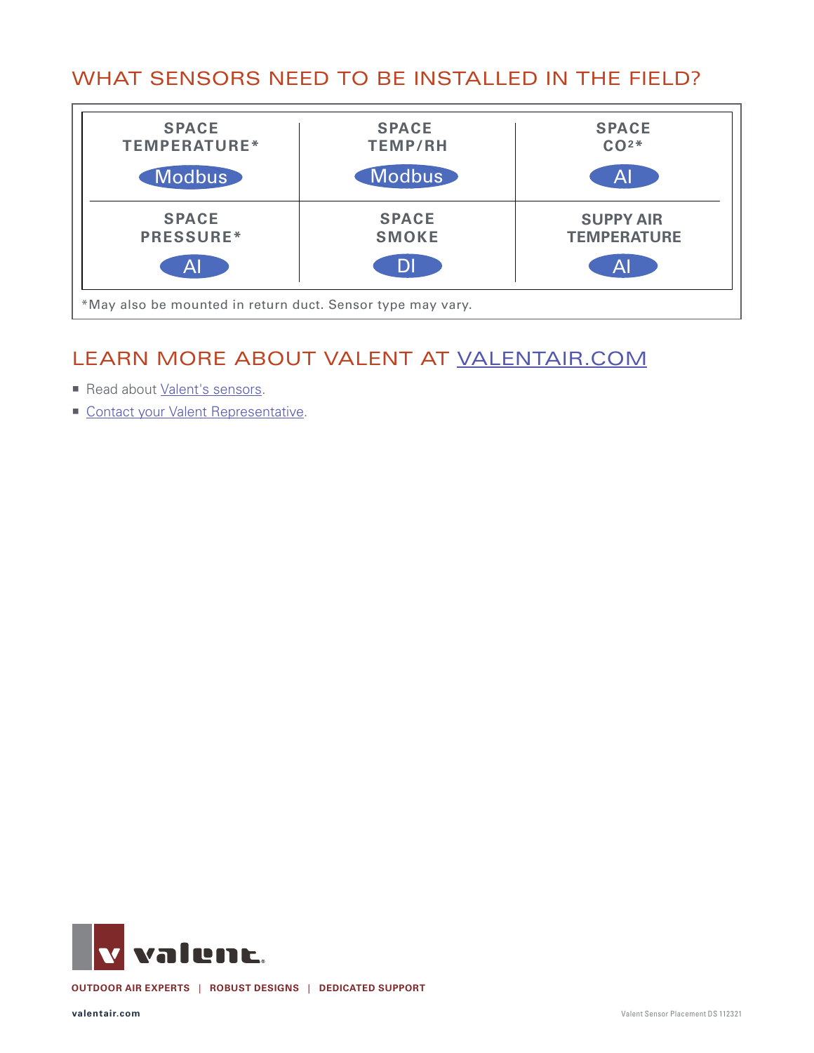## WHAT SENSORS NEED TO BE INSTALLED IN THE FIELD?

| | | |
|---|---|---|
| SPACE TEMPERATURE* Modbus | SPACE TEMP/RH Modbus | SPACE $CO_2$* AI |
| SPACE PRESSURE* AI | SPACE SMOKE DI | SUPPY AIR TEMPERATURE AI |

*May also be mounted in return duct. Sensor type may vary.

## LEARN MORE ABOUT VALENT AT VALENTAIR.COM

- Read about Valent's sensors.
- Contact your Valent Representative.

valent

OUTDOOR AIR EXPERTS | ROBUST DESIGNS | DEDICATED SUPPORT

valentair.com

Valent Sensor Placement DS 112321